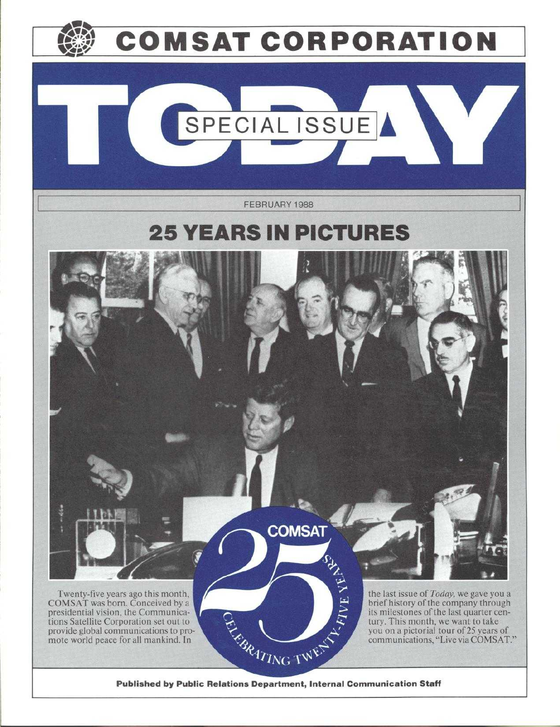# COMSAT CORPORATION

# TODAY

SPECIAL ISSUE

FEBRUARY 1988

## 25 YEARS IN PICTURES

Twenty-five years ago this month, COMSAT was born. Conceived by a presidential vision, the Communications Satellite Corporation set out to provide global communications to promote world peace for all mankind. In the last issue of *Today,* we gave you a brief history of the company through its milestones of the last quarter century. This month, we want to take you on a pictorial tour of 25 years of communications, "Live via COMSAT."

**Published by Public Relations Department, Internal Communication Staff**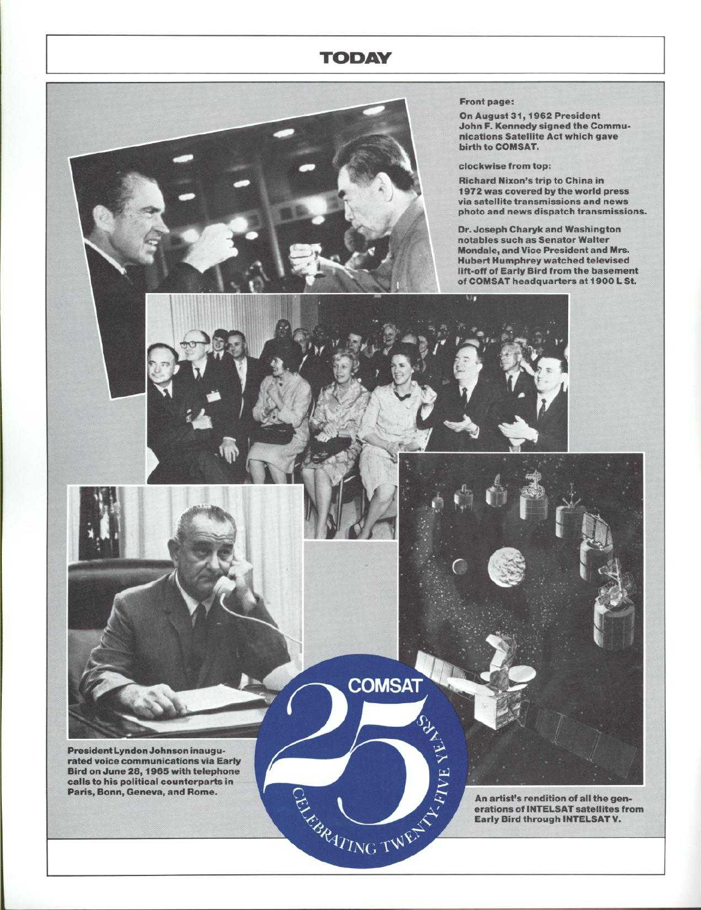# TODAY

**Front page:**

On August 31, 1962 President John F. Kennedy signed the Communications Satellite Act which gave birth to COMSAT.

**clockwise from top:**

Richard Nixon's trip to China in 1972 was covered by the world press via satellite transmissions and news photo and news dispatch transmissions.

Dr. Joseph Charyk and Washington notables such as Senator Walter Mondale, and Vice President and Mrs. Hubert Humphrey watched televised lift-off of Early Bird from the basement of COMSAT headquarters at 1900 L St.

An artist's rendition of all the generations of INTELSAT satellites from Early Bird through INTELSAT V.

President Lyndon Johnson inaugurated voice communications via Early Bird on June 28, 1965 with telephone calls to his political counterparts in Paris, Bonn, Geneva, and Rome.

COMSAT 25 CELEBRATING TWENTY-FIVE YEARS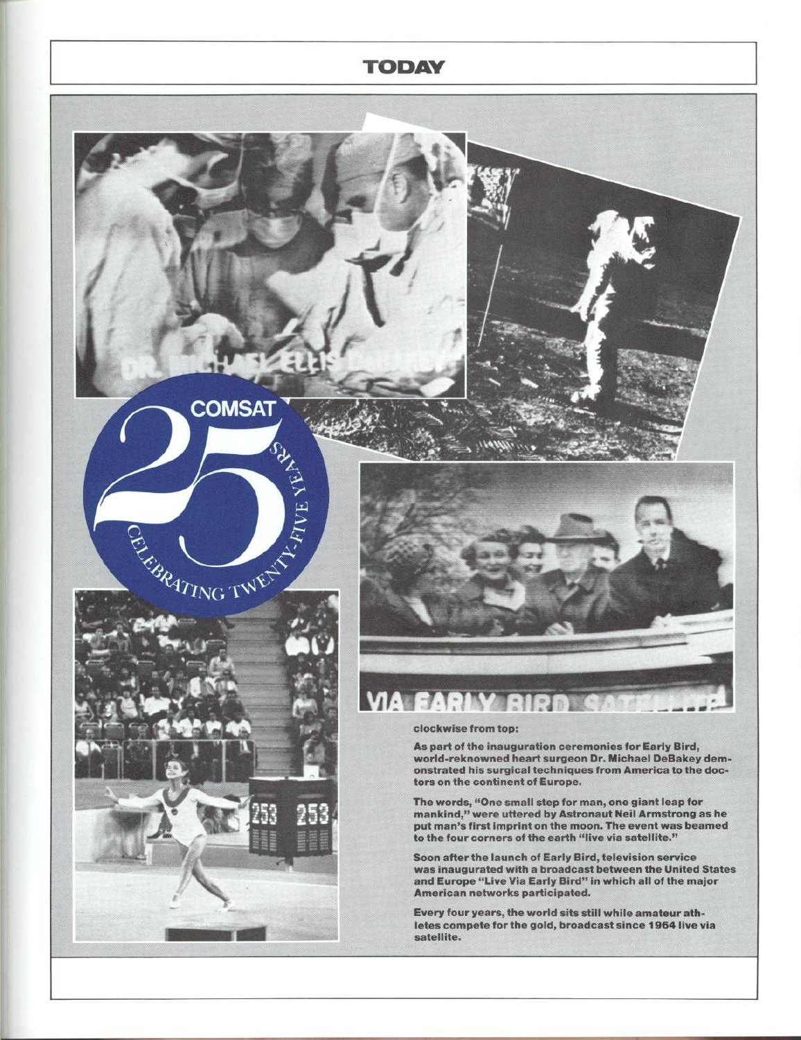# TODAY

clockwise from top:

As part of the inauguration ceremonies for Early Bird, world-reknowned heart surgeon Dr. Michael DeBakey demonstrated his surgical techniques from America to the doctors on the continent of Europe.

The words, "One small step for man, one giant leap for mankind," were uttered by Astronaut Neil Armstrong as he put man's first imprint on the moon. The event was beamed to the four corners of the earth "live via satellite."

Soon after the launch of Early Bird, television service was inaugurated with a broadcast between the United States and Europe "Live Via Early Bird" in which all of the major American networks participated.

Every four years, the world sits still while amateur athletes compete for the gold, broadcast since 1964 live via satellite.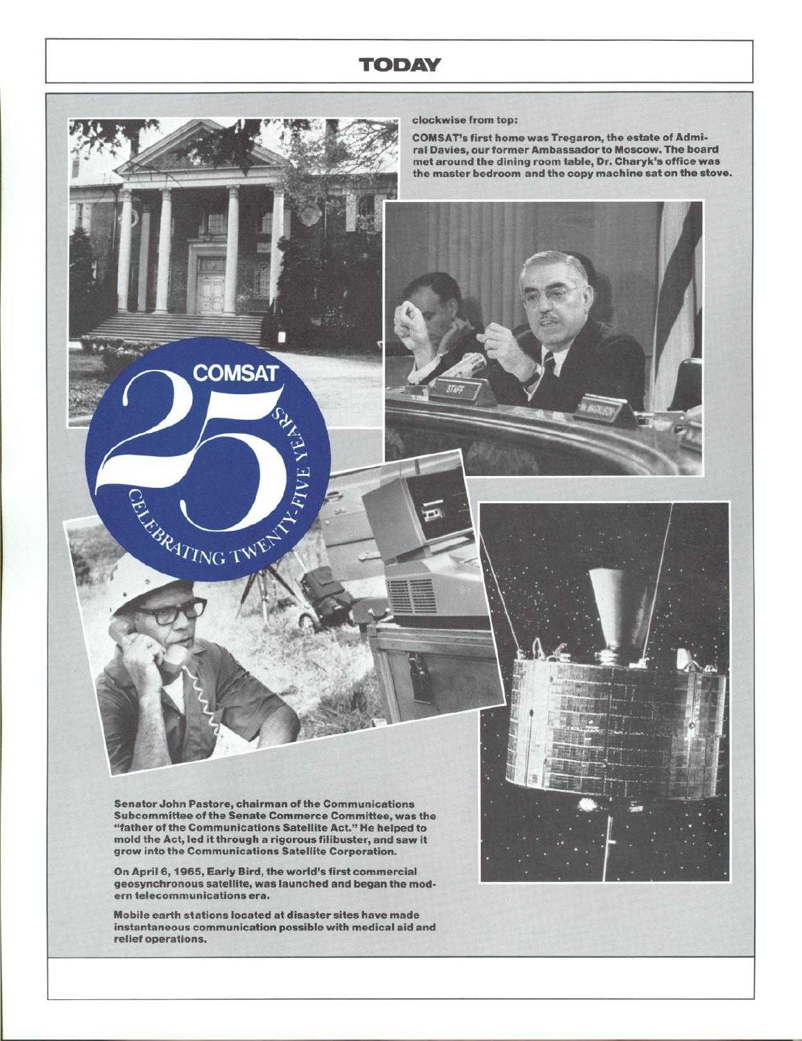# TODAY

clockwise from top:

COMSAT's first home was Tregaron, the estate of Admiral Davies, our former Ambassador to Moscow. The board met around the dining room table, Dr. Charyk's office was the master bedroom and the copy machine sat on the stove.

COMSAT 25 CELEBRATING TWENTY-FIVE YEARS

Senator John Pastore, chairman of the Communications Subcommittee of the Senate Commerce Committee, was the "father of the Communications Satellite Act." He helped to mold the Act, led it through a rigorous filibuster, and saw it grow into the Communications Satellite Corporation.

On April 6, 1965, Early Bird, the world's first commercial geosynchronous satellite, was launched and began the modern telecommunications era.

Mobile earth stations located at disaster sites have made instantaneous communication possible with medical aid and relief operations.